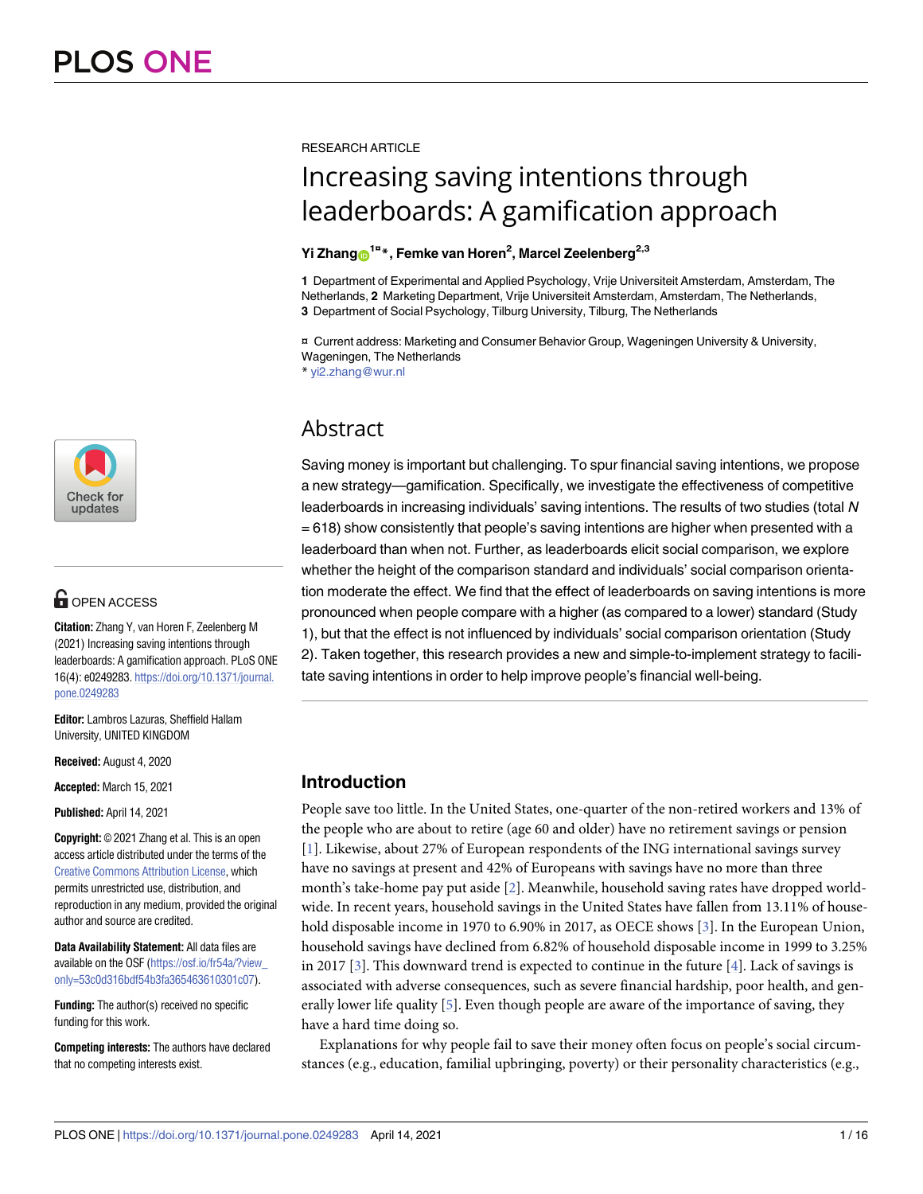RESEARCH ARTICLE

# Increasing saving intentions through leaderboards: A gamification approach

**Yi Zhang[1¤]*, Femke van Horen[2], Marcel Zeelenberg[2,3]**

**1** Department of Experimental and Applied Psychology, Vrije Universiteit Amsterdam, Amsterdam, The Netherlands, **2** Marketing Department, Vrije Universiteit Amsterdam, Amsterdam, The Netherlands, **3** Department of Social Psychology, Tilburg University, Tilburg, The Netherlands

¤ Current address: Marketing and Consumer Behavior Group, Wageningen University & University, Wageningen, The Netherlands
* yi2.zhang@wur.nl

OPEN ACCESS

**Citation:** Zhang Y, van Horen F, Zeelenberg M (2021) Increasing saving intentions through leaderboards: A gamification approach. PLoS ONE 16(4): e0249283. https://doi.org/10.1371/journal.pone.0249283

**Editor:** Lambros Lazuras, Sheffield Hallam University, UNITED KINGDOM

**Received:** August 4, 2020

**Accepted:** March 15, 2021

**Published:** April 14, 2021

**Copyright:** © 2021 Zhang et al. This is an open access article distributed under the terms of the Creative Commons Attribution License, which permits unrestricted use, distribution, and reproduction in any medium, provided the original author and source are credited.

**Data Availability Statement:** All data files are available on the OSF (https://osf.io/fr54a/?view_only=53c0d316bdf54b3fa365463610301c07).

**Funding:** The author(s) received no specific funding for this work.

**Competing interests:** The authors have declared that no competing interests exist.

## Abstract

Saving money is important but challenging. To spur financial saving intentions, we propose a new strategy—gamification. Specifically, we investigate the effectiveness of competitive leaderboards in increasing individuals' saving intentions. The results of two studies (total *N* = 618) show consistently that people's saving intentions are higher when presented with a leaderboard than when not. Further, as leaderboards elicit social comparison, we explore whether the height of the comparison standard and individuals' social comparison orientation moderate the effect. We find that the effect of leaderboards on saving intentions is more pronounced when people compare with a higher (as compared to a lower) standard (Study 1), but that the effect is not influenced by individuals' social comparison orientation (Study 2). Taken together, this research provides a new and simple-to-implement strategy to facilitate saving intentions in order to help improve people's financial well-being.

## Introduction

People save too little. In the United States, one-quarter of the non-retired workers and 13% of the people who are about to retire (age 60 and older) have no retirement savings or pension [1]. Likewise, about 27% of European respondents of the ING international savings survey have no savings at present and 42% of Europeans with savings have no more than three month's take-home pay put aside [2]. Meanwhile, household saving rates have dropped worldwide. In recent years, household savings in the United States have fallen from 13.11% of household disposable income in 1970 to 6.90% in 2017, as OECE shows [3]. In the European Union, household savings have declined from 6.82% of household disposable income in 1999 to 3.25% in 2017 [3]. This downward trend is expected to continue in the future [4]. Lack of savings is associated with adverse consequences, such as severe financial hardship, poor health, and generally lower life quality [5]. Even though people are aware of the importance of saving, they have a hard time doing so.

Explanations for why people fail to save their money often focus on people's social circumstances (e.g., education, familial upbringing, poverty) or their personality characteristics (e.g.,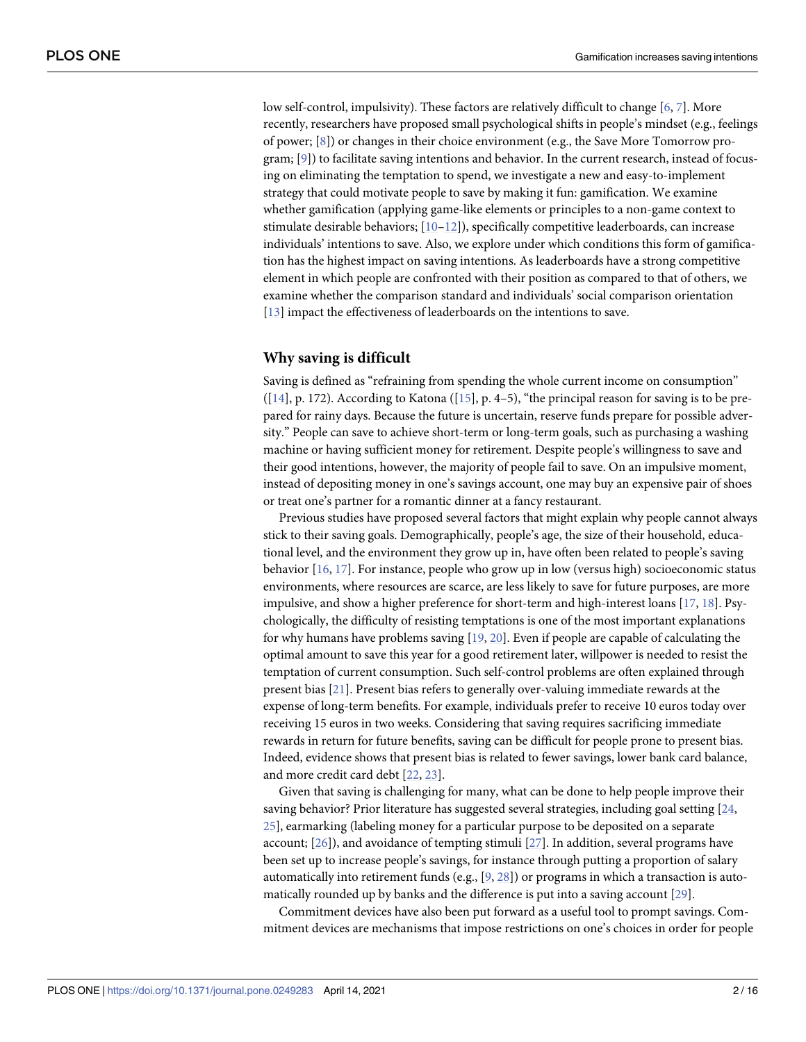low self-control, impulsivity). These factors are relatively difficult to change [6, 7]. More recently, researchers have proposed small psychological shifts in people's mindset (e.g., feelings of power; [8]) or changes in their choice environment (e.g., the Save More Tomorrow program; [9]) to facilitate saving intentions and behavior. In the current research, instead of focusing on eliminating the temptation to spend, we investigate a new and easy-to-implement strategy that could motivate people to save by making it fun: gamification. We examine whether gamification (applying game-like elements or principles to a non-game context to stimulate desirable behaviors; [10–12]), specifically competitive leaderboards, can increase individuals' intentions to save. Also, we explore under which conditions this form of gamification has the highest impact on saving intentions. As leaderboards have a strong competitive element in which people are confronted with their position as compared to that of others, we examine whether the comparison standard and individuals' social comparison orientation [13] impact the effectiveness of leaderboards on the intentions to save.

## Why saving is difficult

Saving is defined as "refraining from spending the whole current income on consumption" ([14], p. 172). According to Katona ([15], p. 4–5), "the principal reason for saving is to be prepared for rainy days. Because the future is uncertain, reserve funds prepare for possible adversity." People can save to achieve short-term or long-term goals, such as purchasing a washing machine or having sufficient money for retirement. Despite people's willingness to save and their good intentions, however, the majority of people fail to save. On an impulsive moment, instead of depositing money in one's savings account, one may buy an expensive pair of shoes or treat one's partner for a romantic dinner at a fancy restaurant.

Previous studies have proposed several factors that might explain why people cannot always stick to their saving goals. Demographically, people's age, the size of their household, educational level, and the environment they grow up in, have often been related to people's saving behavior [16, 17]. For instance, people who grow up in low (versus high) socioeconomic status environments, where resources are scarce, are less likely to save for future purposes, are more impulsive, and show a higher preference for short-term and high-interest loans [17, 18]. Psychologically, the difficulty of resisting temptations is one of the most important explanations for why humans have problems saving [19, 20]. Even if people are capable of calculating the optimal amount to save this year for a good retirement later, willpower is needed to resist the temptation of current consumption. Such self-control problems are often explained through present bias [21]. Present bias refers to generally over-valuing immediate rewards at the expense of long-term benefits. For example, individuals prefer to receive 10 euros today over receiving 15 euros in two weeks. Considering that saving requires sacrificing immediate rewards in return for future benefits, saving can be difficult for people prone to present bias. Indeed, evidence shows that present bias is related to fewer savings, lower bank card balance, and more credit card debt [22, 23].

Given that saving is challenging for many, what can be done to help people improve their saving behavior? Prior literature has suggested several strategies, including goal setting [24, 25], earmarking (labeling money for a particular purpose to be deposited on a separate account; [26]), and avoidance of tempting stimuli [27]. In addition, several programs have been set up to increase people's savings, for instance through putting a proportion of salary automatically into retirement funds (e.g., [9, 28]) or programs in which a transaction is automatically rounded up by banks and the difference is put into a saving account [29].

Commitment devices have also been put forward as a useful tool to prompt savings. Commitment devices are mechanisms that impose restrictions on one's choices in order for people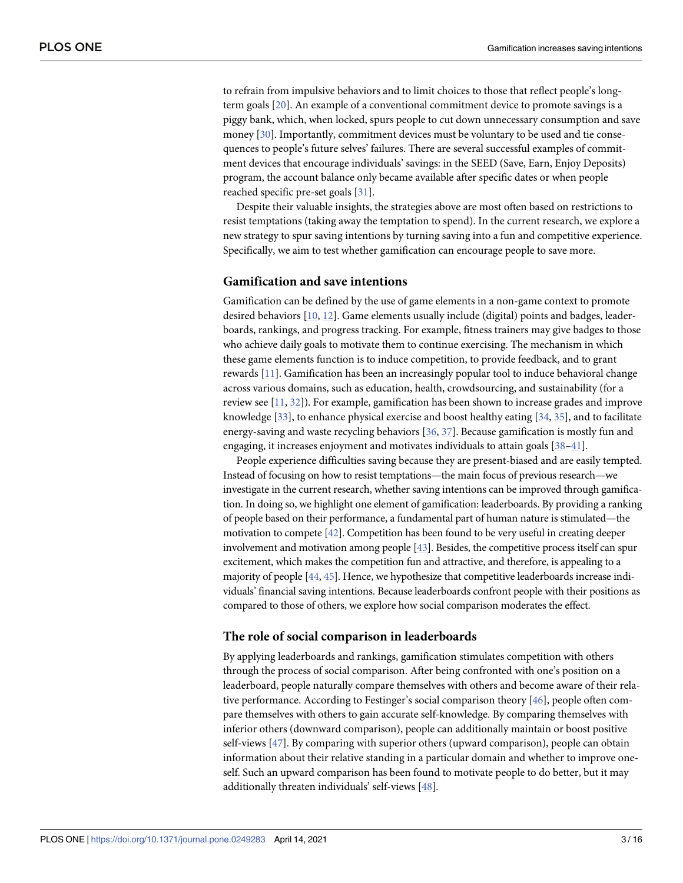to refrain from impulsive behaviors and to limit choices to those that reflect people's long-term goals [20]. An example of a conventional commitment device to promote savings is a piggy bank, which, when locked, spurs people to cut down unnecessary consumption and save money [30]. Importantly, commitment devices must be voluntary to be used and tie consequences to people's future selves' failures. There are several successful examples of commitment devices that encourage individuals' savings: in the SEED (Save, Earn, Enjoy Deposits) program, the account balance only became available after specific dates or when people reached specific pre-set goals [31].

Despite their valuable insights, the strategies above are most often based on restrictions to resist temptations (taking away the temptation to spend). In the current research, we explore a new strategy to spur saving intentions by turning saving into a fun and competitive experience. Specifically, we aim to test whether gamification can encourage people to save more.

## Gamification and save intentions

Gamification can be defined by the use of game elements in a non-game context to promote desired behaviors [10, 12]. Game elements usually include (digital) points and badges, leaderboards, rankings, and progress tracking. For example, fitness trainers may give badges to those who achieve daily goals to motivate them to continue exercising. The mechanism in which these game elements function is to induce competition, to provide feedback, and to grant rewards [11]. Gamification has been an increasingly popular tool to induce behavioral change across various domains, such as education, health, crowdsourcing, and sustainability (for a review see [11, 32]). For example, gamification has been shown to increase grades and improve knowledge [33], to enhance physical exercise and boost healthy eating [34, 35], and to facilitate energy-saving and waste recycling behaviors [36, 37]. Because gamification is mostly fun and engaging, it increases enjoyment and motivates individuals to attain goals [38–41].

People experience difficulties saving because they are present-biased and are easily tempted. Instead of focusing on how to resist temptations—the main focus of previous research—we investigate in the current research, whether saving intentions can be improved through gamification. In doing so, we highlight one element of gamification: leaderboards. By providing a ranking of people based on their performance, a fundamental part of human nature is stimulated—the motivation to compete [42]. Competition has been found to be very useful in creating deeper involvement and motivation among people [43]. Besides, the competitive process itself can spur excitement, which makes the competition fun and attractive, and therefore, is appealing to a majority of people [44, 45]. Hence, we hypothesize that competitive leaderboards increase individuals' financial saving intentions. Because leaderboards confront people with their positions as compared to those of others, we explore how social comparison moderates the effect.

## The role of social comparison in leaderboards

By applying leaderboards and rankings, gamification stimulates competition with others through the process of social comparison. After being confronted with one's position on a leaderboard, people naturally compare themselves with others and become aware of their relative performance. According to Festinger's social comparison theory [46], people often compare themselves with others to gain accurate self-knowledge. By comparing themselves with inferior others (downward comparison), people can additionally maintain or boost positive self-views [47]. By comparing with superior others (upward comparison), people can obtain information about their relative standing in a particular domain and whether to improve oneself. Such an upward comparison has been found to motivate people to do better, but it may additionally threaten individuals' self-views [48].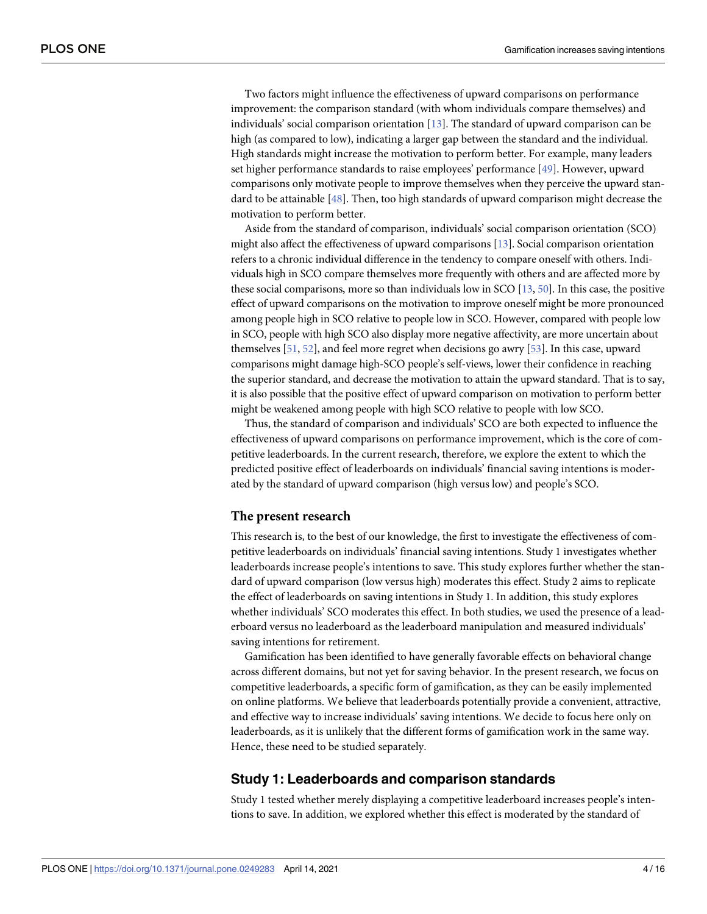Two factors might influence the effectiveness of upward comparisons on performance improvement: the comparison standard (with whom individuals compare themselves) and individuals' social comparison orientation [13]. The standard of upward comparison can be high (as compared to low), indicating a larger gap between the standard and the individual. High standards might increase the motivation to perform better. For example, many leaders set higher performance standards to raise employees' performance [49]. However, upward comparisons only motivate people to improve themselves when they perceive the upward standard to be attainable [48]. Then, too high standards of upward comparison might decrease the motivation to perform better.

Aside from the standard of comparison, individuals' social comparison orientation (SCO) might also affect the effectiveness of upward comparisons [13]. Social comparison orientation refers to a chronic individual difference in the tendency to compare oneself with others. Individuals high in SCO compare themselves more frequently with others and are affected more by these social comparisons, more so than individuals low in SCO [13, 50]. In this case, the positive effect of upward comparisons on the motivation to improve oneself might be more pronounced among people high in SCO relative to people low in SCO. However, compared with people low in SCO, people with high SCO also display more negative affectivity, are more uncertain about themselves [51, 52], and feel more regret when decisions go awry [53]. In this case, upward comparisons might damage high-SCO people's self-views, lower their confidence in reaching the superior standard, and decrease the motivation to attain the upward standard. That is to say, it is also possible that the positive effect of upward comparison on motivation to perform better might be weakened among people with high SCO relative to people with low SCO.

Thus, the standard of comparison and individuals' SCO are both expected to influence the effectiveness of upward comparisons on performance improvement, which is the core of competitive leaderboards. In the current research, therefore, we explore the extent to which the predicted positive effect of leaderboards on individuals' financial saving intentions is moderated by the standard of upward comparison (high versus low) and people's SCO.

### The present research

This research is, to the best of our knowledge, the first to investigate the effectiveness of competitive leaderboards on individuals' financial saving intentions. Study 1 investigates whether leaderboards increase people's intentions to save. This study explores further whether the standard of upward comparison (low versus high) moderates this effect. Study 2 aims to replicate the effect of leaderboards on saving intentions in Study 1. In addition, this study explores whether individuals' SCO moderates this effect. In both studies, we used the presence of a leaderboard versus no leaderboard as the leaderboard manipulation and measured individuals' saving intentions for retirement.

Gamification has been identified to have generally favorable effects on behavioral change across different domains, but not yet for saving behavior. In the present research, we focus on competitive leaderboards, a specific form of gamification, as they can be easily implemented on online platforms. We believe that leaderboards potentially provide a convenient, attractive, and effective way to increase individuals' saving intentions. We decide to focus here only on leaderboards, as it is unlikely that the different forms of gamification work in the same way. Hence, these need to be studied separately.

## Study 1: Leaderboards and comparison standards

Study 1 tested whether merely displaying a competitive leaderboard increases people's intentions to save. In addition, we explored whether this effect is moderated by the standard of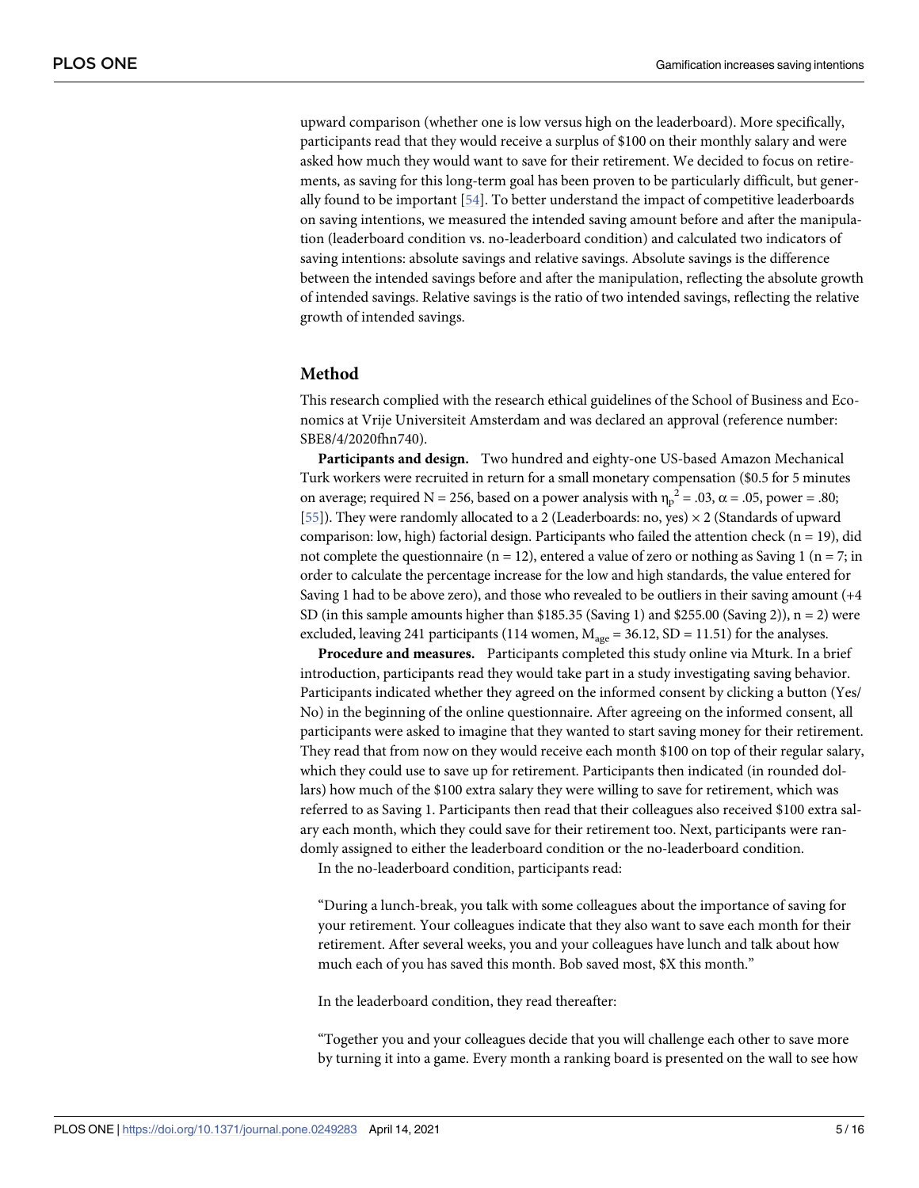upward comparison (whether one is low versus high on the leaderboard). More specifically, participants read that they would receive a surplus of $100 on their monthly salary and were asked how much they would want to save for their retirement. We decided to focus on retirements, as saving for this long-term goal has been proven to be particularly difficult, but generally found to be important [54]. To better understand the impact of competitive leaderboards on saving intentions, we measured the intended saving amount before and after the manipulation (leaderboard condition vs. no-leaderboard condition) and calculated two indicators of saving intentions: absolute savings and relative savings. Absolute savings is the difference between the intended savings before and after the manipulation, reflecting the absolute growth of intended savings. Relative savings is the ratio of two intended savings, reflecting the relative growth of intended savings.

## Method

This research complied with the research ethical guidelines of the School of Business and Economics at Vrije Universiteit Amsterdam and was declared an approval (reference number: SBE8/4/2020fhn740).

**Participants and design.** Two hundred and eighty-one US-based Amazon Mechanical Turk workers were recruited in return for a small monetary compensation ($0.5 for 5 minutes on average; required N = 256, based on a power analysis with $\eta_p^2 = .03$, $\alpha = .05$, power = .80; [55]). They were randomly allocated to a 2 (Leaderboards: no, yes) × 2 (Standards of upward comparison: low, high) factorial design. Participants who failed the attention check (n = 19), did not complete the questionnaire (n = 12), entered a value of zero or nothing as Saving 1 (n = 7; in order to calculate the percentage increase for the low and high standards, the value entered for Saving 1 had to be above zero), and those who revealed to be outliers in their saving amount (+4 SD (in this sample amounts higher than $185.35 (Saving 1) and $255.00 (Saving 2)), n = 2) were excluded, leaving 241 participants (114 women, $M_{age} = 36.12$, SD = 11.51) for the analyses.

**Procedure and measures.** Participants completed this study online via Mturk. In a brief introduction, participants read they would take part in a study investigating saving behavior. Participants indicated whether they agreed on the informed consent by clicking a button (Yes/No) in the beginning of the online questionnaire. After agreeing on the informed consent, all participants were asked to imagine that they wanted to start saving money for their retirement. They read that from now on they would receive each month $100 on top of their regular salary, which they could use to save up for retirement. Participants then indicated (in rounded dollars) how much of the $100 extra salary they were willing to save for retirement, which was referred to as Saving 1. Participants then read that their colleagues also received $100 extra salary each month, which they could save for their retirement too. Next, participants were randomly assigned to either the leaderboard condition or the no-leaderboard condition.

In the no-leaderboard condition, participants read:

> "During a lunch-break, you talk with some colleagues about the importance of saving for your retirement. Your colleagues indicate that they also want to save each month for their retirement. After several weeks, you and your colleagues have lunch and talk about how much each of you has saved this month. Bob saved most, $X this month."

In the leaderboard condition, they read thereafter:

> "Together you and your colleagues decide that you will challenge each other to save more by turning it into a game. Every month a ranking board is presented on the wall to see how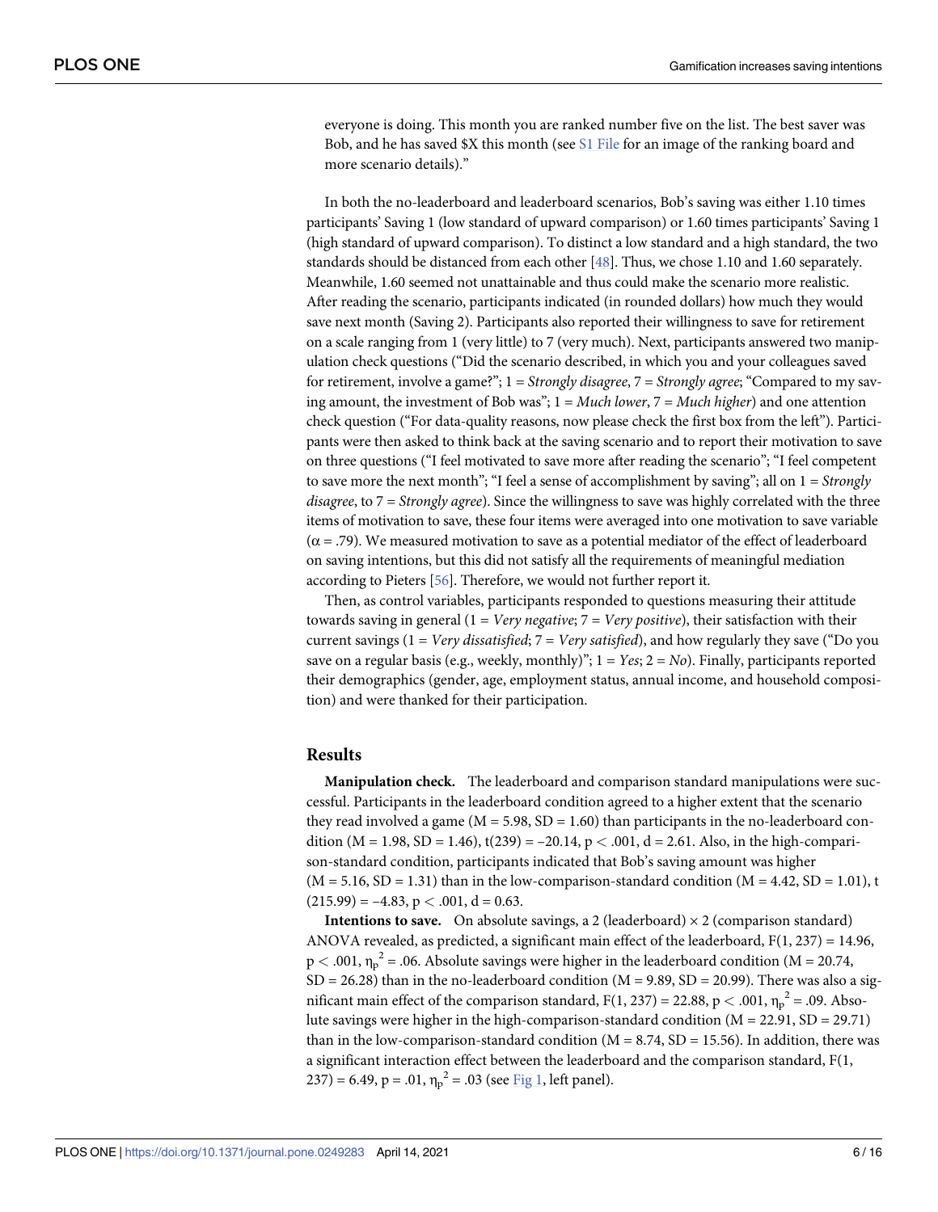everyone is doing. This month you are ranked number five on the list. The best saver was Bob, and he has saved $X this month (see S1 File for an image of the ranking board and more scenario details)."

In both the no-leaderboard and leaderboard scenarios, Bob's saving was either 1.10 times participants' Saving 1 (low standard of upward comparison) or 1.60 times participants' Saving 1 (high standard of upward comparison). To distinct a low standard and a high standard, the two standards should be distanced from each other [48]. Thus, we chose 1.10 and 1.60 separately. Meanwhile, 1.60 seemed not unattainable and thus could make the scenario more realistic. After reading the scenario, participants indicated (in rounded dollars) how much they would save next month (Saving 2). Participants also reported their willingness to save for retirement on a scale ranging from 1 (very little) to 7 (very much). Next, participants answered two manipulation check questions ("Did the scenario described, in which you and your colleagues saved for retirement, involve a game?"; 1 = *Strongly disagree*, 7 = *Strongly agree*; "Compared to my saving amount, the investment of Bob was"; 1 = *Much lower*, 7 = *Much higher*) and one attention check question ("For data-quality reasons, now please check the first box from the left"). Participants were then asked to think back at the saving scenario and to report their motivation to save on three questions ("I feel motivated to save more after reading the scenario"; "I feel competent to save more the next month"; "I feel a sense of accomplishment by saving"; all on 1 = *Strongly disagree*, to 7 = *Strongly agree*). Since the willingness to save was highly correlated with the three items of motivation to save, these four items were averaged into one motivation to save variable ($\alpha = .79$). We measured motivation to save as a potential mediator of the effect of leaderboard on saving intentions, but this did not satisfy all the requirements of meaningful mediation according to Pieters [56]. Therefore, we would not further report it.

Then, as control variables, participants responded to questions measuring their attitude towards saving in general (1 = *Very negative*; 7 = *Very positive*), their satisfaction with their current savings (1 = *Very dissatisfied*; 7 = *Very satisfied*), and how regularly they save ("Do you save on a regular basis (e.g., weekly, monthly)"; 1 = *Yes*; 2 = *No*). Finally, participants reported their demographics (gender, age, employment status, annual income, and household composition) and were thanked for their participation.

## Results

**Manipulation check.** The leaderboard and comparison standard manipulations were successful. Participants in the leaderboard condition agreed to a higher extent that the scenario they read involved a game (M = 5.98, SD = 1.60) than participants in the no-leaderboard condition (M = 1.98, SD = 1.46), $t(239) = -20.14$, $p < .001$, $d = 2.61$. Also, in the high-comparison-standard condition, participants indicated that Bob's saving amount was higher (M = 5.16, SD = 1.31) than in the low-comparison-standard condition (M = 4.42, SD = 1.01), $t(215.99) = -4.83$, $p < .001$, $d = 0.63$.

**Intentions to save.** On absolute savings, a 2 (leaderboard) × 2 (comparison standard) ANOVA revealed, as predicted, a significant main effect of the leaderboard, $F(1, 237) = 14.96$, $p < .001$, $\eta_p^2 = .06$. Absolute savings were higher in the leaderboard condition (M = 20.74, SD = 26.28) than in the no-leaderboard condition (M = 9.89, SD = 20.99). There was also a significant main effect of the comparison standard, $F(1, 237) = 22.88$, $p < .001$, $\eta_p^2 = .09$. Absolute savings were higher in the high-comparison-standard condition (M = 22.91, SD = 29.71) than in the low-comparison-standard condition (M = 8.74, SD = 15.56). In addition, there was a significant interaction effect between the leaderboard and the comparison standard, $F(1, 237) = 6.49$, $p = .01$, $\eta_p^2 = .03$ (see Fig 1, left panel).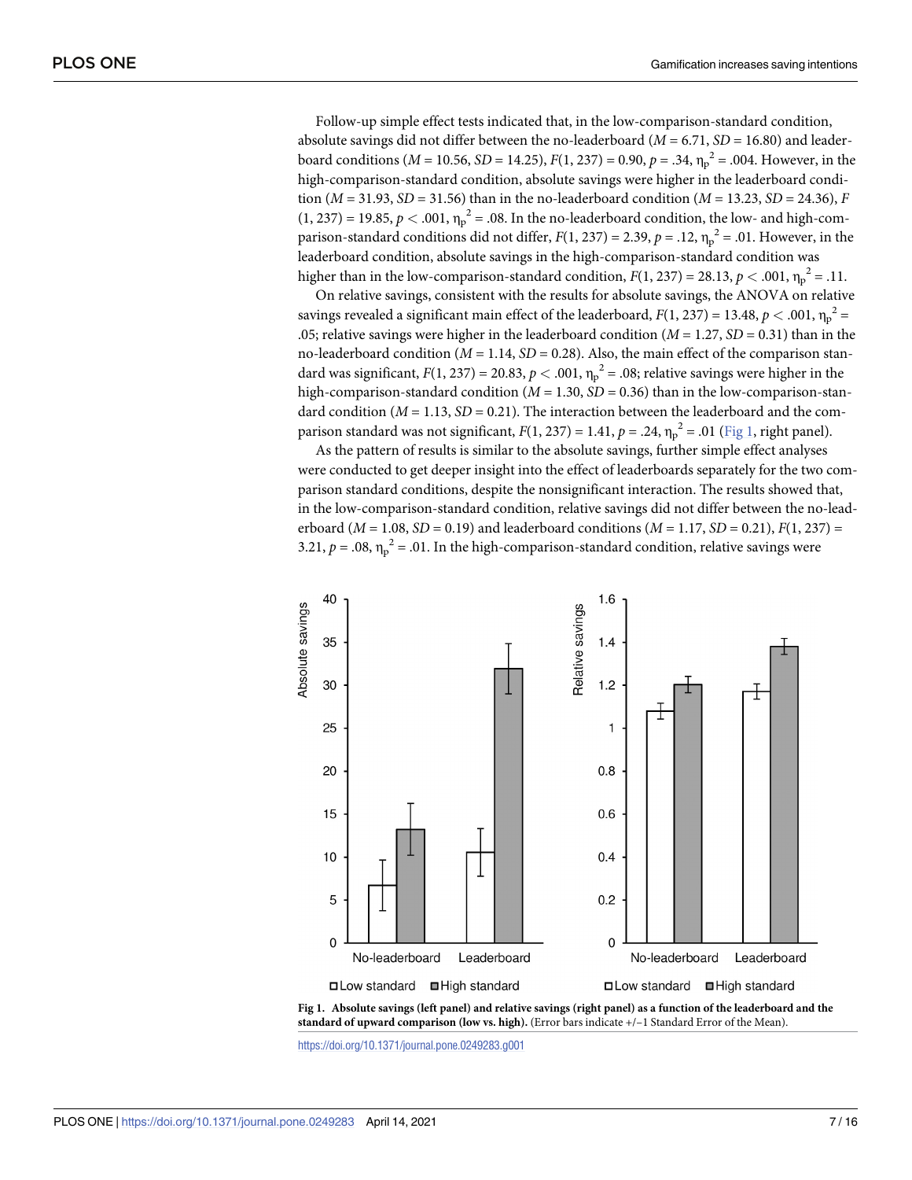Follow-up simple effect tests indicated that, in the low-comparison-standard condition, absolute savings did not differ between the no-leaderboard ($M$ = 6.71, $SD$ = 16.80) and leaderboard conditions ($M$ = 10.56, $SD$ = 14.25), $F(1, 237) = 0.90$, $p$ = .34, $\eta_p^2$ = .004. However, in the high-comparison-standard condition, absolute savings were higher in the leaderboard condition ($M$ = 31.93, $SD$ = 31.56) than in the no-leaderboard condition ($M$ = 13.23, $SD$ = 24.36), $F(1, 237) = 19.85$, $p < .001$, $\eta_p^2$ = .08. In the no-leaderboard condition, the low- and high-comparison-standard conditions did not differ, $F(1, 237) = 2.39$, $p$ = .12, $\eta_p^2$ = .01. However, in the leaderboard condition, absolute savings in the high-comparison-standard condition was higher than in the low-comparison-standard condition, $F(1, 237) = 28.13$, $p < .001$, $\eta_p^2$ = .11.

On relative savings, consistent with the results for absolute savings, the ANOVA on relative savings revealed a significant main effect of the leaderboard, $F(1, 237) = 13.48$, $p < .001$, $\eta_p^2$ = .05; relative savings were higher in the leaderboard condition ($M$ = 1.27, $SD$ = 0.31) than in the no-leaderboard condition ($M$ = 1.14, $SD$ = 0.28). Also, the main effect of the comparison standard was significant, $F(1, 237) = 20.83$, $p < .001$, $\eta_p^2$ = .08; relative savings were higher in the high-comparison-standard condition ($M$ = 1.30, $SD$ = 0.36) than in the low-comparison-standard condition ($M$ = 1.13, $SD$ = 0.21). The interaction between the leaderboard and the comparison standard was not significant, $F(1, 237) = 1.41$, $p$ = .24, $\eta_p^2$ = .01 (Fig 1, right panel).

As the pattern of results is similar to the absolute savings, further simple effect analyses were conducted to get deeper insight into the effect of leaderboards separately for the two comparison standard conditions, despite the nonsignificant interaction. The results showed that, in the low-comparison-standard condition, relative savings did not differ between the no-leaderboard ($M$ = 1.08, $SD$ = 0.19) and leaderboard conditions ($M$ = 1.17, $SD$ = 0.21), $F(1, 237) = 3.21$, $p$ = .08, $\eta_p^2$ = .01. In the high-comparison-standard condition, relative savings were

**Fig 1. Absolute savings (left panel) and relative savings (right panel) as a function of the leaderboard and the standard of upward comparison (low vs. high).** (Error bars indicate +/−1 Standard Error of the Mean).

https://doi.org/10.1371/journal.pone.0249283.g001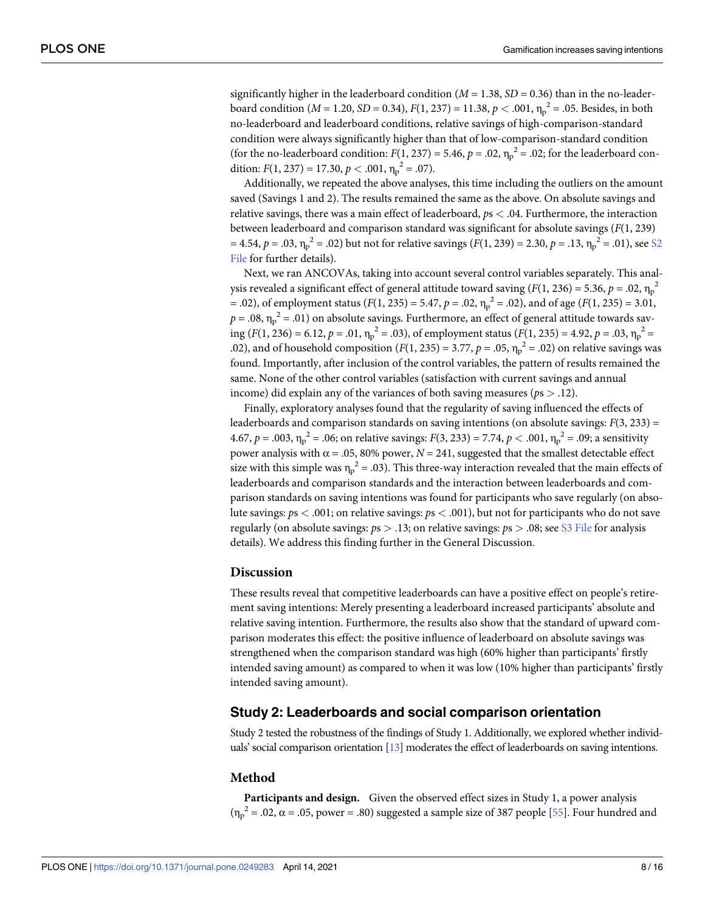significantly higher in the leaderboard condition ($M = 1.38$, $SD = 0.36$) than in the no-leaderboard condition ($M = 1.20$, $SD = 0.34$), $F(1, 237) = 11.38$, $p < .001$, $\eta_p^2 = .05$. Besides, in both no-leaderboard and leaderboard conditions, relative savings of high-comparison-standard condition were always significantly higher than that of low-comparison-standard condition (for the no-leaderboard condition: $F(1, 237) = 5.46$, $p = .02$, $\eta_p^2 = .02$; for the leaderboard condition: $F(1, 237) = 17.30$, $p < .001$, $\eta_p^2 = .07$).

Additionally, we repeated the above analyses, this time including the outliers on the amount saved (Savings 1 and 2). The results remained the same as the above. On absolute savings and relative savings, there was a main effect of leaderboard, $ps < .04$. Furthermore, the interaction between leaderboard and comparison standard was significant for absolute savings ($F(1, 239) = 4.54$, $p = .03$, $\eta_p^2 = .02$) but not for relative savings ($F(1, 239) = 2.30$, $p = .13$, $\eta_p^2 = .01$), see S2 File for further details).

Next, we ran ANCOVAs, taking into account several control variables separately. This analysis revealed a significant effect of general attitude toward saving ($F(1, 236) = 5.36$, $p = .02$, $\eta_p^2 = .02$), of employment status ($F(1, 235) = 5.47$, $p = .02$, $\eta_p^2 = .02$), and of age ($F(1, 235) = 3.01$, $p = .08$, $\eta_p^2 = .01$) on absolute savings. Furthermore, an effect of general attitude towards saving ($F(1, 236) = 6.12$, $p = .01$, $\eta_p^2 = .03$), of employment status ($F(1, 235) = 4.92$, $p = .03$, $\eta_p^2 = .02$), and of household composition ($F(1, 235) = 3.77$, $p = .05$, $\eta_p^2 = .02$) on relative savings was found. Importantly, after inclusion of the control variables, the pattern of results remained the same. None of the other control variables (satisfaction with current savings and annual income) did explain any of the variances of both saving measures ($ps > .12$).

Finally, exploratory analyses found that the regularity of saving influenced the effects of leaderboards and comparison standards on saving intentions (on absolute savings: $F(3, 233) = 4.67$, $p = .003$, $\eta_p^2 = .06$; on relative savings: $F(3, 233) = 7.74$, $p < .001$, $\eta_p^2 = .09$; a sensitivity power analysis with $\alpha = .05$, 80% power, $N = 241$, suggested that the smallest detectable effect size with this simple was $\eta_p^2 = .03$). This three-way interaction revealed that the main effects of leaderboards and comparison standards and the interaction between leaderboards and comparison standards on saving intentions was found for participants who save regularly (on absolute savings: $ps < .001$; on relative savings: $ps < .001$), but not for participants who do not save regularly (on absolute savings: $ps > .13$; on relative savings: $ps > .08$; see S3 File for analysis details). We address this finding further in the General Discussion.

### Discussion

These results reveal that competitive leaderboards can have a positive effect on people's retirement saving intentions: Merely presenting a leaderboard increased participants' absolute and relative saving intention. Furthermore, the results also show that the standard of upward comparison moderates this effect: the positive influence of leaderboard on absolute savings was strengthened when the comparison standard was high (60% higher than participants' firstly intended saving amount) as compared to when it was low (10% higher than participants' firstly intended saving amount).

## Study 2: Leaderboards and social comparison orientation

Study 2 tested the robustness of the findings of Study 1. Additionally, we explored whether individuals' social comparison orientation [13] moderates the effect of leaderboards on saving intentions.

### Method

**Participants and design.** Given the observed effect sizes in Study 1, a power analysis ($\eta_p^2 = .02$, $\alpha = .05$, power = .80) suggested a sample size of 387 people [55]. Four hundred and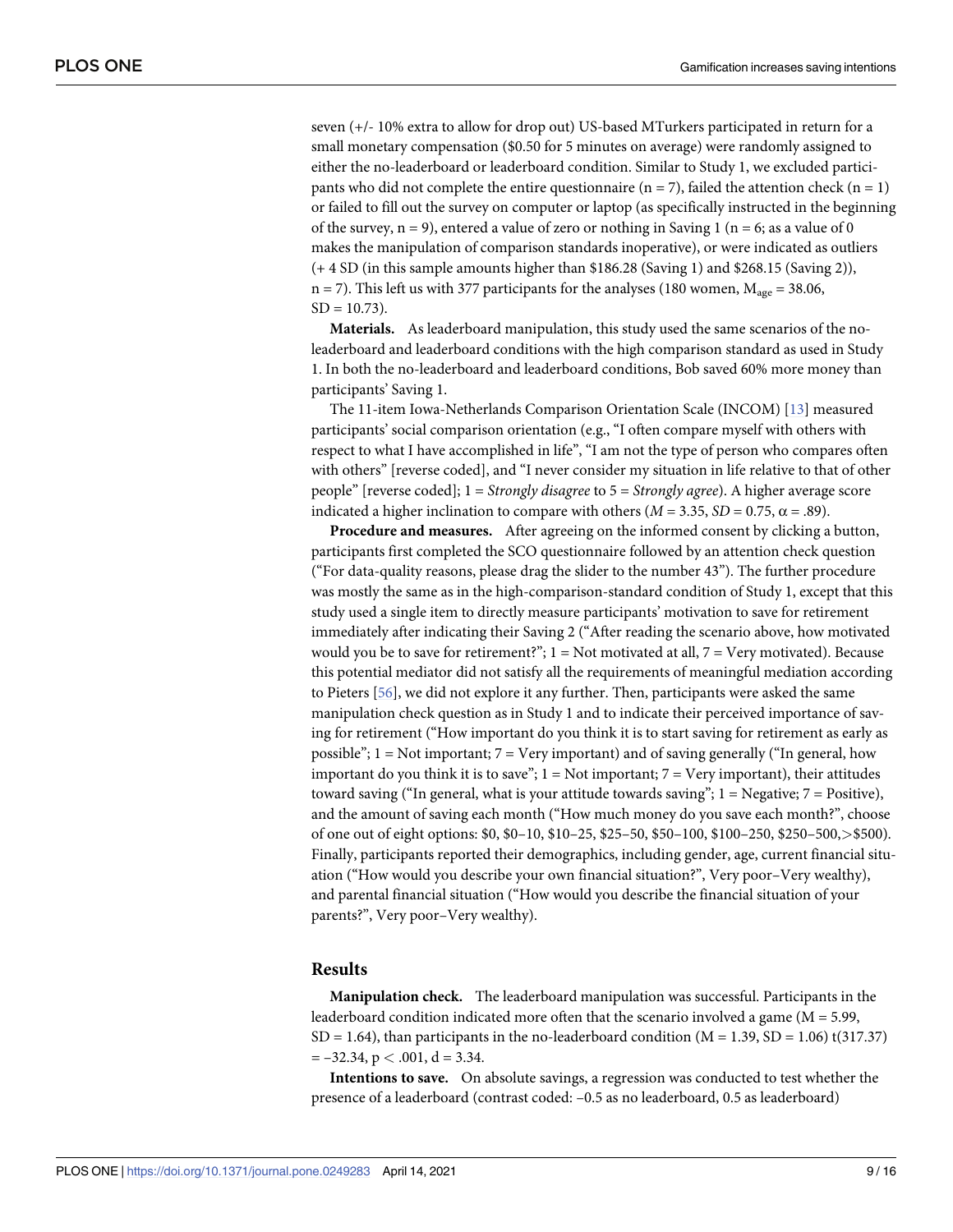seven (+/- 10% extra to allow for drop out) US-based MTurkers participated in return for a small monetary compensation ($0.50 for 5 minutes on average) were randomly assigned to either the no-leaderboard or leaderboard condition. Similar to Study 1, we excluded participants who did not complete the entire questionnaire (n = 7), failed the attention check (n = 1) or failed to fill out the survey on computer or laptop (as specifically instructed in the beginning of the survey, n = 9), entered a value of zero or nothing in Saving 1 (n = 6; as a value of 0 makes the manipulation of comparison standards inoperative), or were indicated as outliers (+ 4 SD (in this sample amounts higher than $186.28 (Saving 1) and $268.15 (Saving 2)), n = 7). This left us with 377 participants for the analyses (180 women, $M_{age}$ = 38.06, SD = 10.73).

**Materials.** As leaderboard manipulation, this study used the same scenarios of the no-leaderboard and leaderboard conditions with the high comparison standard as used in Study 1. In both the no-leaderboard and leaderboard conditions, Bob saved 60% more money than participants' Saving 1.

The 11-item Iowa-Netherlands Comparison Orientation Scale (INCOM) [13] measured participants' social comparison orientation (e.g., "I often compare myself with others with respect to what I have accomplished in life", "I am not the type of person who compares often with others" [reverse coded], and "I never consider my situation in life relative to that of other people" [reverse coded]; 1 = *Strongly disagree* to 5 = *Strongly agree*). A higher average score indicated a higher inclination to compare with others ($M$ = 3.35, $SD$ = 0.75, $\alpha$ = .89).

**Procedure and measures.** After agreeing on the informed consent by clicking a button, participants first completed the SCO questionnaire followed by an attention check question ("For data-quality reasons, please drag the slider to the number 43"). The further procedure was mostly the same as in the high-comparison-standard condition of Study 1, except that this study used a single item to directly measure participants' motivation to save for retirement immediately after indicating their Saving 2 ("After reading the scenario above, how motivated would you be to save for retirement?"; 1 = Not motivated at all, 7 = Very motivated). Because this potential mediator did not satisfy all the requirements of meaningful mediation according to Pieters [56], we did not explore it any further. Then, participants were asked the same manipulation check question as in Study 1 and to indicate their perceived importance of saving for retirement ("How important do you think it is to start saving for retirement as early as possible"; 1 = Not important; 7 = Very important) and of saving generally ("In general, how important do you think it is to save"; 1 = Not important; 7 = Very important), their attitudes toward saving ("In general, what is your attitude towards saving"; 1 = Negative; 7 = Positive), and the amount of saving each month ("How much money do you save each month?", choose of one out of eight options: $0, $0–10, $10–25, $25–50, $50–100, $100–250, $250–500, >$500). Finally, participants reported their demographics, including gender, age, current financial situation ("How would you describe your own financial situation?", Very poor–Very wealthy), and parental financial situation ("How would you describe the financial situation of your parents?", Very poor–Very wealthy).

## Results

**Manipulation check.** The leaderboard manipulation was successful. Participants in the leaderboard condition indicated more often that the scenario involved a game (M = 5.99, SD = 1.64), than participants in the no-leaderboard condition (M = 1.39, SD = 1.06) $t(317.37) = -32.34$, $p < .001$, d = 3.34.

**Intentions to save.** On absolute savings, a regression was conducted to test whether the presence of a leaderboard (contrast coded: –0.5 as no leaderboard, 0.5 as leaderboard)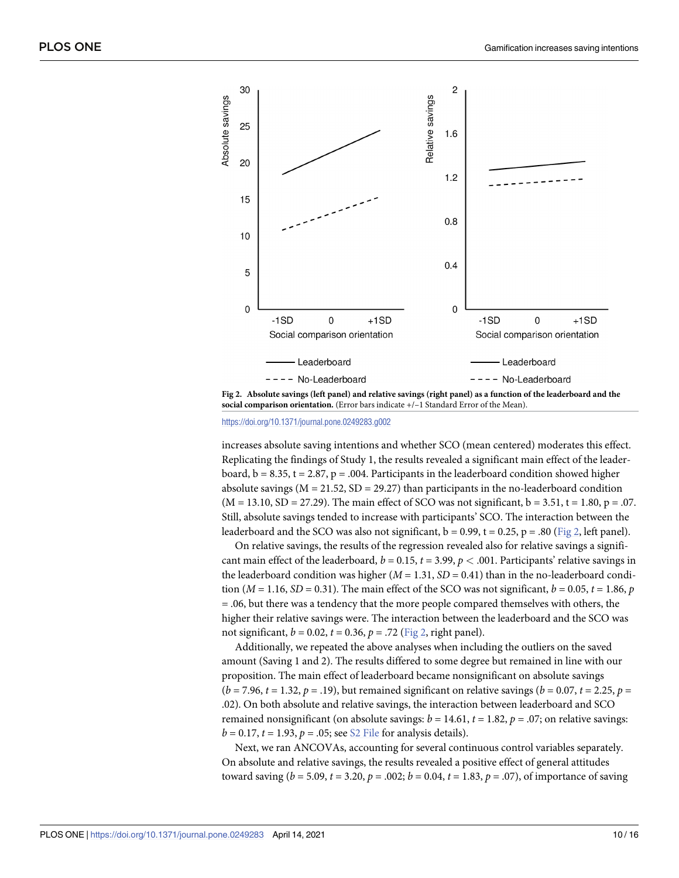**Fig 2. Absolute savings (left panel) and relative savings (right panel) as a function of the leaderboard and the social comparison orientation.** (Error bars indicate +/−1 Standard Error of the Mean).

https://doi.org/10.1371/journal.pone.0249283.g002

increases absolute saving intentions and whether SCO (mean centered) moderates this effect. Replicating the findings of Study 1, the results revealed a significant main effect of the leaderboard, b = 8.35, t = 2.87, p = .004. Participants in the leaderboard condition showed higher absolute savings (M = 21.52, SD = 29.27) than participants in the no-leaderboard condition (M = 13.10, SD = 27.29). The main effect of SCO was not significant, b = 3.51, t = 1.80, p = .07. Still, absolute savings tended to increase with participants' SCO. The interaction between the leaderboard and the SCO was also not significant, b = 0.99, t = 0.25, p = .80 (Fig 2, left panel).

On relative savings, the results of the regression revealed also for relative savings a significant main effect of the leaderboard, $b = 0.15$, $t = 3.99$, $p < .001$. Participants' relative savings in the leaderboard condition was higher ($M = 1.31$, $SD = 0.41$) than in the no-leaderboard condition ($M = 1.16$, $SD = 0.31$). The main effect of the SCO was not significant, $b = 0.05$, $t = 1.86$, $p = .06$, but there was a tendency that the more people compared themselves with others, the higher their relative savings were. The interaction between the leaderboard and the SCO was not significant, $b = 0.02$, $t = 0.36$, $p = .72$ (Fig 2, right panel).

Additionally, we repeated the above analyses when including the outliers on the saved amount (Saving 1 and 2). The results differed to some degree but remained in line with our proposition. The main effect of leaderboard became nonsignificant on absolute savings ($b = 7.96$, $t = 1.32$, $p = .19$), but remained significant on relative savings ($b = 0.07$, $t = 2.25$, $p = .02$). On both absolute and relative savings, the interaction between leaderboard and SCO remained nonsignificant (on absolute savings: $b = 14.61$, $t = 1.82$, $p = .07$; on relative savings: $b = 0.17$, $t = 1.93$, $p = .05$; see S2 File for analysis details).

Next, we ran ANCOVAs, accounting for several continuous control variables separately. On absolute and relative savings, the results revealed a positive effect of general attitudes toward saving ($b = 5.09$, $t = 3.20$, $p = .002$; $b = 0.04$, $t = 1.83$, $p = .07$), of importance of saving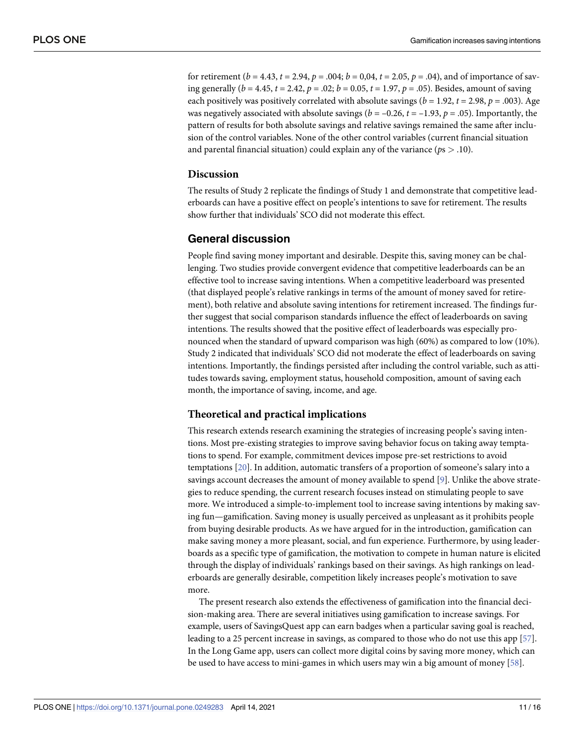for retirement ($b = 4.43$, $t = 2.94$, $p = .004$; $b = 0,04$, $t = 2.05$, $p = .04$), and of importance of saving generally ($b = 4.45$, $t = 2.42$, $p = .02$; $b = 0.05$, $t = 1.97$, $p = .05$). Besides, amount of saving each positively was positively correlated with absolute savings ($b = 1.92$, $t = 2.98$, $p = .003$). Age was negatively associated with absolute savings ($b = -0.26$, $t = -1.93$, $p = .05$). Importantly, the pattern of results for both absolute savings and relative savings remained the same after inclusion of the control variables. None of the other control variables (current financial situation and parental financial situation) could explain any of the variance ($p\text{s} > .10$).

### Discussion

The results of Study 2 replicate the findings of Study 1 and demonstrate that competitive leaderboards can have a positive effect on people's intentions to save for retirement. The results show further that individuals' SCO did not moderate this effect.

## General discussion

People find saving money important and desirable. Despite this, saving money can be challenging. Two studies provide convergent evidence that competitive leaderboards can be an effective tool to increase saving intentions. When a competitive leaderboard was presented (that displayed people's relative rankings in terms of the amount of money saved for retirement), both relative and absolute saving intentions for retirement increased. The findings further suggest that social comparison standards influence the effect of leaderboards on saving intentions. The results showed that the positive effect of leaderboards was especially pronounced when the standard of upward comparison was high (60%) as compared to low (10%). Study 2 indicated that individuals' SCO did not moderate the effect of leaderboards on saving intentions. Importantly, the findings persisted after including the control variable, such as attitudes towards saving, employment status, household composition, amount of saving each month, the importance of saving, income, and age.

### Theoretical and practical implications

This research extends research examining the strategies of increasing people's saving intentions. Most pre-existing strategies to improve saving behavior focus on taking away temptations to spend. For example, commitment devices impose pre-set restrictions to avoid temptations [20]. In addition, automatic transfers of a proportion of someone's salary into a savings account decreases the amount of money available to spend [9]. Unlike the above strategies to reduce spending, the current research focuses instead on stimulating people to save more. We introduced a simple-to-implement tool to increase saving intentions by making saving fun—gamification. Saving money is usually perceived as unpleasant as it prohibits people from buying desirable products. As we have argued for in the introduction, gamification can make saving money a more pleasant, social, and fun experience. Furthermore, by using leaderboards as a specific type of gamification, the motivation to compete in human nature is elicited through the display of individuals' rankings based on their savings. As high rankings on leaderboards are generally desirable, competition likely increases people's motivation to save more.

The present research also extends the effectiveness of gamification into the financial decision-making area. There are several initiatives using gamification to increase savings. For example, users of SavingsQuest app can earn badges when a particular saving goal is reached, leading to a 25 percent increase in savings, as compared to those who do not use this app [57]. In the Long Game app, users can collect more digital coins by saving more money, which can be used to have access to mini-games in which users may win a big amount of money [58].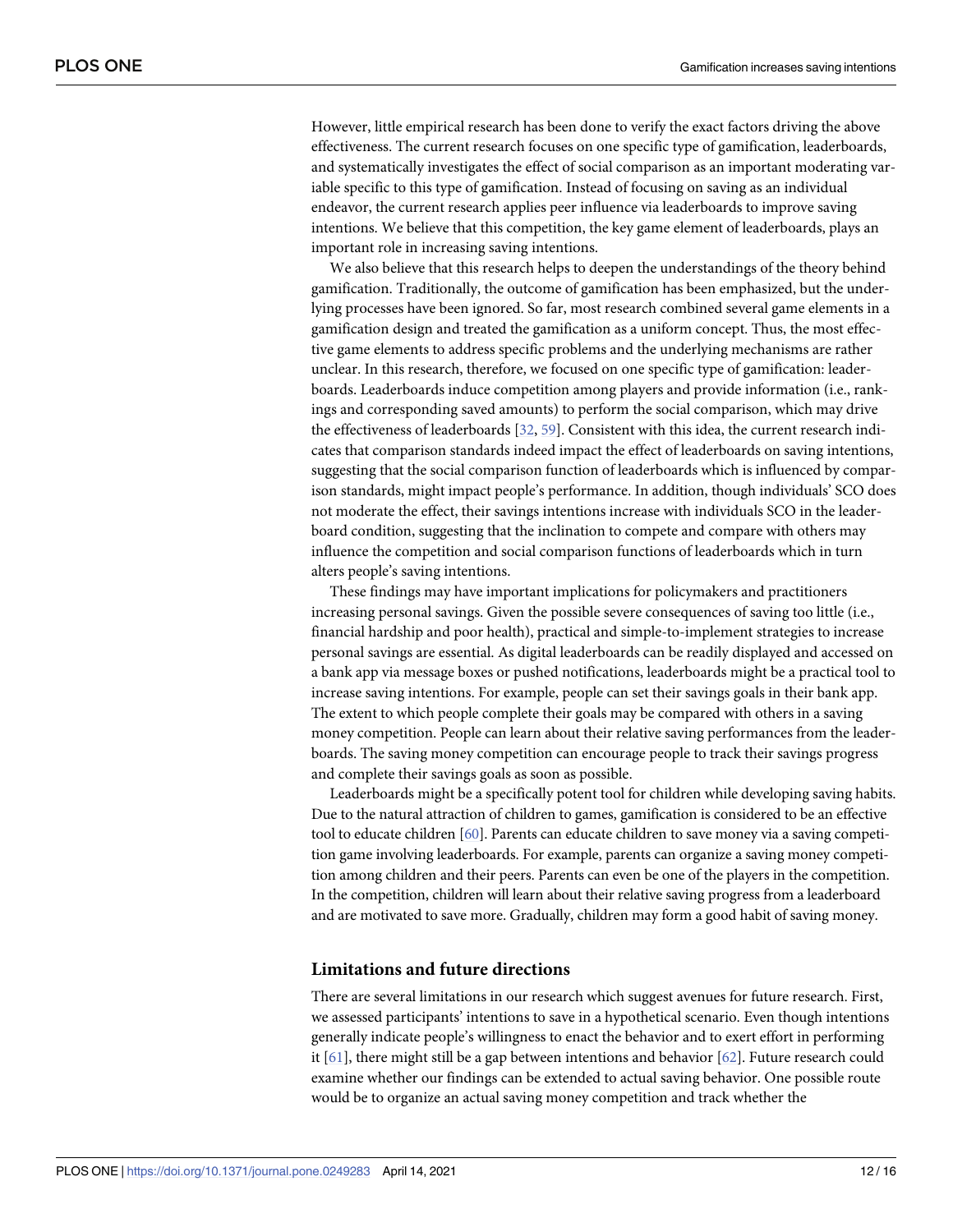However, little empirical research has been done to verify the exact factors driving the above effectiveness. The current research focuses on one specific type of gamification, leaderboards, and systematically investigates the effect of social comparison as an important moderating variable specific to this type of gamification. Instead of focusing on saving as an individual endeavor, the current research applies peer influence via leaderboards to improve saving intentions. We believe that this competition, the key game element of leaderboards, plays an important role in increasing saving intentions.

We also believe that this research helps to deepen the understandings of the theory behind gamification. Traditionally, the outcome of gamification has been emphasized, but the underlying processes have been ignored. So far, most research combined several game elements in a gamification design and treated the gamification as a uniform concept. Thus, the most effective game elements to address specific problems and the underlying mechanisms are rather unclear. In this research, therefore, we focused on one specific type of gamification: leaderboards. Leaderboards induce competition among players and provide information (i.e., rankings and corresponding saved amounts) to perform the social comparison, which may drive the effectiveness of leaderboards [32, 59]. Consistent with this idea, the current research indicates that comparison standards indeed impact the effect of leaderboards on saving intentions, suggesting that the social comparison function of leaderboards which is influenced by comparison standards, might impact people's performance. In addition, though individuals' SCO does not moderate the effect, their savings intentions increase with individuals SCO in the leaderboard condition, suggesting that the inclination to compete and compare with others may influence the competition and social comparison functions of leaderboards which in turn alters people's saving intentions.

These findings may have important implications for policymakers and practitioners increasing personal savings. Given the possible severe consequences of saving too little (i.e., financial hardship and poor health), practical and simple-to-implement strategies to increase personal savings are essential. As digital leaderboards can be readily displayed and accessed on a bank app via message boxes or pushed notifications, leaderboards might be a practical tool to increase saving intentions. For example, people can set their savings goals in their bank app. The extent to which people complete their goals may be compared with others in a saving money competition. People can learn about their relative saving performances from the leaderboards. The saving money competition can encourage people to track their savings progress and complete their savings goals as soon as possible.

Leaderboards might be a specifically potent tool for children while developing saving habits. Due to the natural attraction of children to games, gamification is considered to be an effective tool to educate children [60]. Parents can educate children to save money via a saving competition game involving leaderboards. For example, parents can organize a saving money competition among children and their peers. Parents can even be one of the players in the competition. In the competition, children will learn about their relative saving progress from a leaderboard and are motivated to save more. Gradually, children may form a good habit of saving money.

## Limitations and future directions

There are several limitations in our research which suggest avenues for future research. First, we assessed participants' intentions to save in a hypothetical scenario. Even though intentions generally indicate people's willingness to enact the behavior and to exert effort in performing it [61], there might still be a gap between intentions and behavior [62]. Future research could examine whether our findings can be extended to actual saving behavior. One possible route would be to organize an actual saving money competition and track whether the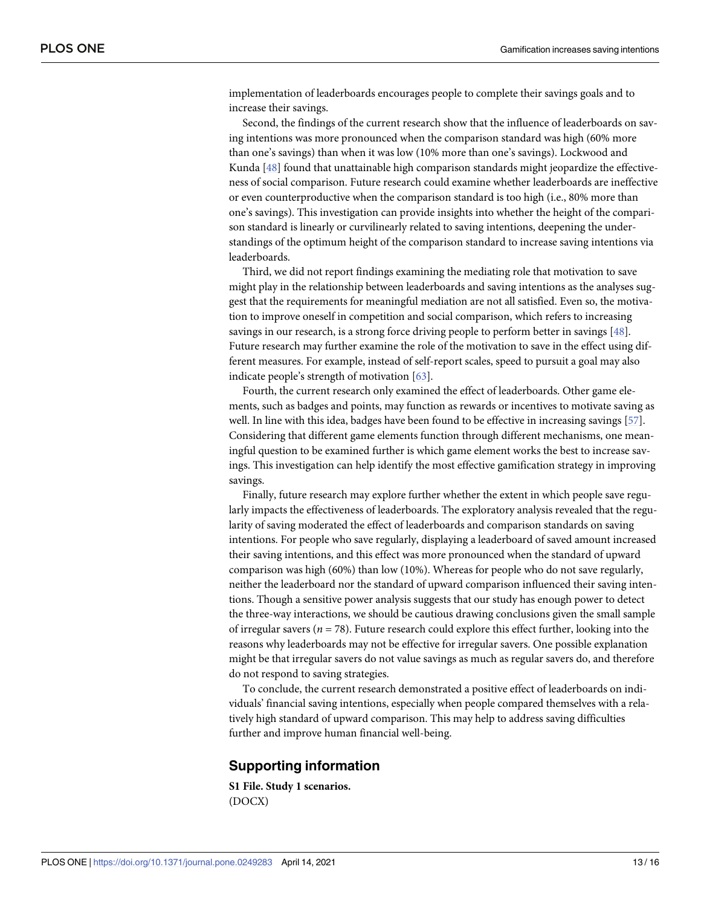implementation of leaderboards encourages people to complete their savings goals and to increase their savings.

Second, the findings of the current research show that the influence of leaderboards on saving intentions was more pronounced when the comparison standard was high (60% more than one's savings) than when it was low (10% more than one's savings). Lockwood and Kunda [48] found that unattainable high comparison standards might jeopardize the effectiveness of social comparison. Future research could examine whether leaderboards are ineffective or even counterproductive when the comparison standard is too high (i.e., 80% more than one's savings). This investigation can provide insights into whether the height of the comparison standard is linearly or curvilinearly related to saving intentions, deepening the understandings of the optimum height of the comparison standard to increase saving intentions via leaderboards.

Third, we did not report findings examining the mediating role that motivation to save might play in the relationship between leaderboards and saving intentions as the analyses suggest that the requirements for meaningful mediation are not all satisfied. Even so, the motivation to improve oneself in competition and social comparison, which refers to increasing savings in our research, is a strong force driving people to perform better in savings [48]. Future research may further examine the role of the motivation to save in the effect using different measures. For example, instead of self-report scales, speed to pursuit a goal may also indicate people's strength of motivation [63].

Fourth, the current research only examined the effect of leaderboards. Other game elements, such as badges and points, may function as rewards or incentives to motivate saving as well. In line with this idea, badges have been found to be effective in increasing savings [57]. Considering that different game elements function through different mechanisms, one meaningful question to be examined further is which game element works the best to increase savings. This investigation can help identify the most effective gamification strategy in improving savings.

Finally, future research may explore further whether the extent in which people save regularly impacts the effectiveness of leaderboards. The exploratory analysis revealed that the regularity of saving moderated the effect of leaderboards and comparison standards on saving intentions. For people who save regularly, displaying a leaderboard of saved amount increased their saving intentions, and this effect was more pronounced when the standard of upward comparison was high (60%) than low (10%). Whereas for people who do not save regularly, neither the leaderboard nor the standard of upward comparison influenced their saving intentions. Though a sensitive power analysis suggests that our study has enough power to detect the three-way interactions, we should be cautious drawing conclusions given the small sample of irregular savers ($n$ = 78). Future research could explore this effect further, looking into the reasons why leaderboards may not be effective for irregular savers. One possible explanation might be that irregular savers do not value savings as much as regular savers do, and therefore do not respond to saving strategies.

To conclude, the current research demonstrated a positive effect of leaderboards on individuals' financial saving intentions, especially when people compared themselves with a relatively high standard of upward comparison. This may help to address saving difficulties further and improve human financial well-being.

## Supporting information

**S1 File. Study 1 scenarios.**
(DOCX)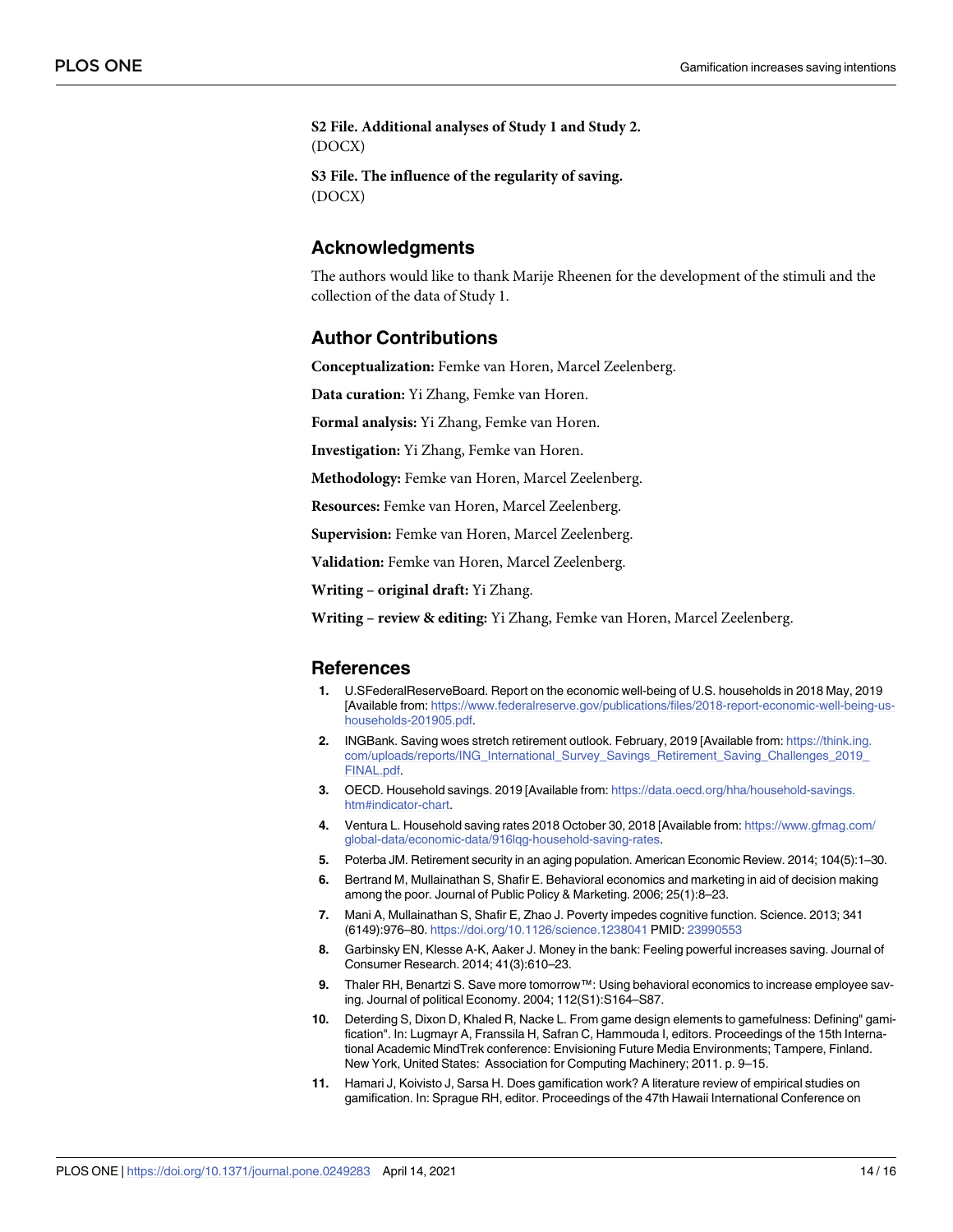**S2 File. Additional analyses of Study 1 and Study 2.**
(DOCX)

**S3 File. The influence of the regularity of saving.**
(DOCX)

## Acknowledgments

The authors would like to thank Marije Rheenen for the development of the stimuli and the collection of the data of Study 1.

## Author Contributions

**Conceptualization:** Femke van Horen, Marcel Zeelenberg.

**Data curation:** Yi Zhang, Femke van Horen.

**Formal analysis:** Yi Zhang, Femke van Horen.

**Investigation:** Yi Zhang, Femke van Horen.

**Methodology:** Femke van Horen, Marcel Zeelenberg.

**Resources:** Femke van Horen, Marcel Zeelenberg.

**Supervision:** Femke van Horen, Marcel Zeelenberg.

**Validation:** Femke van Horen, Marcel Zeelenberg.

**Writing – original draft:** Yi Zhang.

**Writing – review & editing:** Yi Zhang, Femke van Horen, Marcel Zeelenberg.

## References

1. U.SFederalReserveBoard. Report on the economic well-being of U.S. households in 2018 May, 2019 [Available from: https://www.federalreserve.gov/publications/files/2018-report-economic-well-being-us-households-201905.pdf.
2. INGBank. Saving woes stretch retirement outlook. February, 2019 [Available from: https://think.ing.com/uploads/reports/ING_International_Survey_Savings_Retirement_Saving_Challenges_2019_FINAL.pdf.
3. OECD. Household savings. 2019 [Available from: https://data.oecd.org/hha/household-savings.htm#indicator-chart.
4. Ventura L. Household saving rates 2018 October 30, 2018 [Available from: https://www.gfmag.com/global-data/economic-data/916lqg-household-saving-rates.
5. Poterba JM. Retirement security in an aging population. American Economic Review. 2014; 104(5):1–30.
6. Bertrand M, Mullainathan S, Shafir E. Behavioral economics and marketing in aid of decision making among the poor. Journal of Public Policy & Marketing. 2006; 25(1):8–23.
7. Mani A, Mullainathan S, Shafir E, Zhao J. Poverty impedes cognitive function. Science. 2013; 341 (6149):976–80. https://doi.org/10.1126/science.1238041 PMID: 23990553
8. Garbinsky EN, Klesse A-K, Aaker J. Money in the bank: Feeling powerful increases saving. Journal of Consumer Research. 2014; 41(3):610–23.
9. Thaler RH, Benartzi S. Save more tomorrow™: Using behavioral economics to increase employee saving. Journal of political Economy. 2004; 112(S1):S164–S87.
10. Deterding S, Dixon D, Khaled R, Nacke L. From game design elements to gamefulness: Defining" gamification". In: Lugmayr A, Franssila H, Safran C, Hammouda I, editors. Proceedings of the 15th International Academic MindTrek conference: Envisioning Future Media Environments; Tampere, Finland. New York, United States: Association for Computing Machinery; 2011. p. 9–15.
11. Hamari J, Koivisto J, Sarsa H. Does gamification work? A literature review of empirical studies on gamification. In: Sprague RH, editor. Proceedings of the 47th Hawaii International Conference on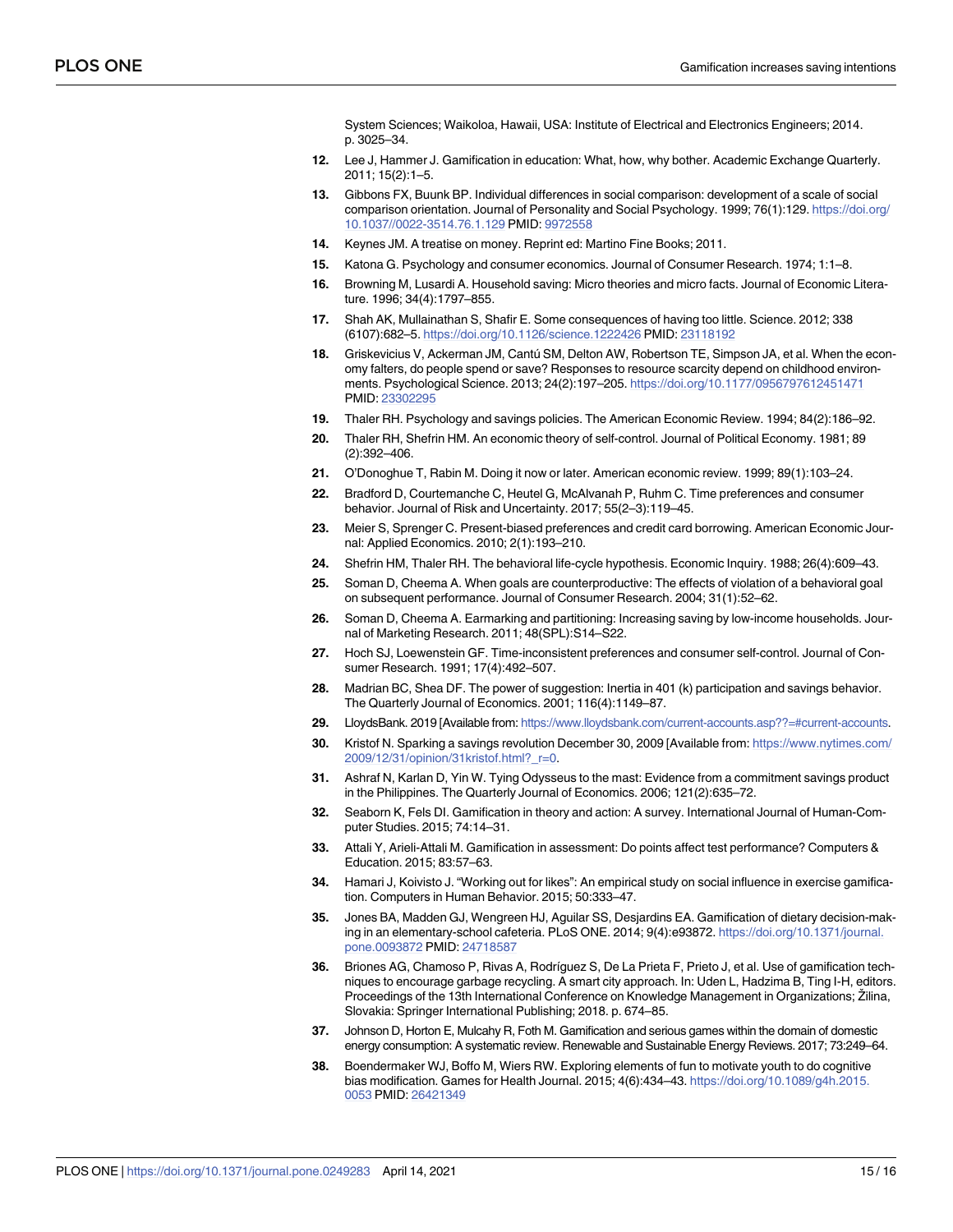System Sciences; Waikoloa, Hawaii, USA: Institute of Electrical and Electronics Engineers; 2014. p. 3025–34.

12. Lee J, Hammer J. Gamification in education: What, how, why bother. Academic Exchange Quarterly. 2011; 15(2):1–5.
13. Gibbons FX, Buunk BP. Individual differences in social comparison: development of a scale of social comparison orientation. Journal of Personality and Social Psychology. 1999; 76(1):129. https://doi.org/10.1037//0022-3514.76.1.129 PMID: 9972558
14. Keynes JM. A treatise on money. Reprint ed: Martino Fine Books; 2011.
15. Katona G. Psychology and consumer economics. Journal of Consumer Research. 1974; 1:1–8.
16. Browning M, Lusardi A. Household saving: Micro theories and micro facts. Journal of Economic Literature. 1996; 34(4):1797–855.
17. Shah AK, Mullainathan S, Shafir E. Some consequences of having too little. Science. 2012; 338 (6107):682–5. https://doi.org/10.1126/science.1222426 PMID: 23118192
18. Griskevicius V, Ackerman JM, Cantú SM, Delton AW, Robertson TE, Simpson JA, et al. When the economy falters, do people spend or save? Responses to resource scarcity depend on childhood environments. Psychological Science. 2013; 24(2):197–205. https://doi.org/10.1177/0956797612451471 PMID: 23302295
19. Thaler RH. Psychology and savings policies. The American Economic Review. 1994; 84(2):186–92.
20. Thaler RH, Shefrin HM. An economic theory of self-control. Journal of Political Economy. 1981; 89 (2):392–406.
21. O'Donoghue T, Rabin M. Doing it now or later. American economic review. 1999; 89(1):103–24.
22. Bradford D, Courtemanche C, Heutel G, McAlvanah P, Ruhm C. Time preferences and consumer behavior. Journal of Risk and Uncertainty. 2017; 55(2–3):119–45.
23. Meier S, Sprenger C. Present-biased preferences and credit card borrowing. American Economic Journal: Applied Economics. 2010; 2(1):193–210.
24. Shefrin HM, Thaler RH. The behavioral life-cycle hypothesis. Economic Inquiry. 1988; 26(4):609–43.
25. Soman D, Cheema A. When goals are counterproductive: The effects of violation of a behavioral goal on subsequent performance. Journal of Consumer Research. 2004; 31(1):52–62.
26. Soman D, Cheema A. Earmarking and partitioning: Increasing saving by low-income households. Journal of Marketing Research. 2011; 48(SPL):S14–S22.
27. Hoch SJ, Loewenstein GF. Time-inconsistent preferences and consumer self-control. Journal of Consumer Research. 1991; 17(4):492–507.
28. Madrian BC, Shea DF. The power of suggestion: Inertia in 401 (k) participation and savings behavior. The Quarterly Journal of Economics. 2001; 116(4):1149–87.
29. LloydsBank. 2019 [Available from: https://www.lloydsbank.com/current-accounts.asp??=#current-accounts.
30. Kristof N. Sparking a savings revolution December 30, 2009 [Available from: https://www.nytimes.com/2009/12/31/opinion/31kristof.html?_r=0.
31. Ashraf N, Karlan D, Yin W. Tying Odysseus to the mast: Evidence from a commitment savings product in the Philippines. The Quarterly Journal of Economics. 2006; 121(2):635–72.
32. Seaborn K, Fels DI. Gamification in theory and action: A survey. International Journal of Human-Computer Studies. 2015; 74:14–31.
33. Attali Y, Arieli-Attali M. Gamification in assessment: Do points affect test performance? Computers & Education. 2015; 83:57–63.
34. Hamari J, Koivisto J. "Working out for likes": An empirical study on social influence in exercise gamification. Computers in Human Behavior. 2015; 50:333–47.
35. Jones BA, Madden GJ, Wengreen HJ, Aguilar SS, Desjardins EA. Gamification of dietary decision-making in an elementary-school cafeteria. PLoS ONE. 2014; 9(4):e93872. https://doi.org/10.1371/journal.pone.0093872 PMID: 24718587
36. Briones AG, Chamoso P, Rivas A, Rodríguez S, De La Prieta F, Prieto J, et al. Use of gamification techniques to encourage garbage recycling. A smart city approach. In: Uden L, Hadzima B, Ting I-H, editors. Proceedings of the 13th International Conference on Knowledge Management in Organizations; Žilina, Slovakia: Springer International Publishing; 2018. p. 674–85.
37. Johnson D, Horton E, Mulcahy R, Foth M. Gamification and serious games within the domain of domestic energy consumption: A systematic review. Renewable and Sustainable Energy Reviews. 2017; 73:249–64.
38. Boendermaker WJ, Boffo M, Wiers RW. Exploring elements of fun to motivate youth to do cognitive bias modification. Games for Health Journal. 2015; 4(6):434–43. https://doi.org/10.1089/g4h.2015.0053 PMID: 26421349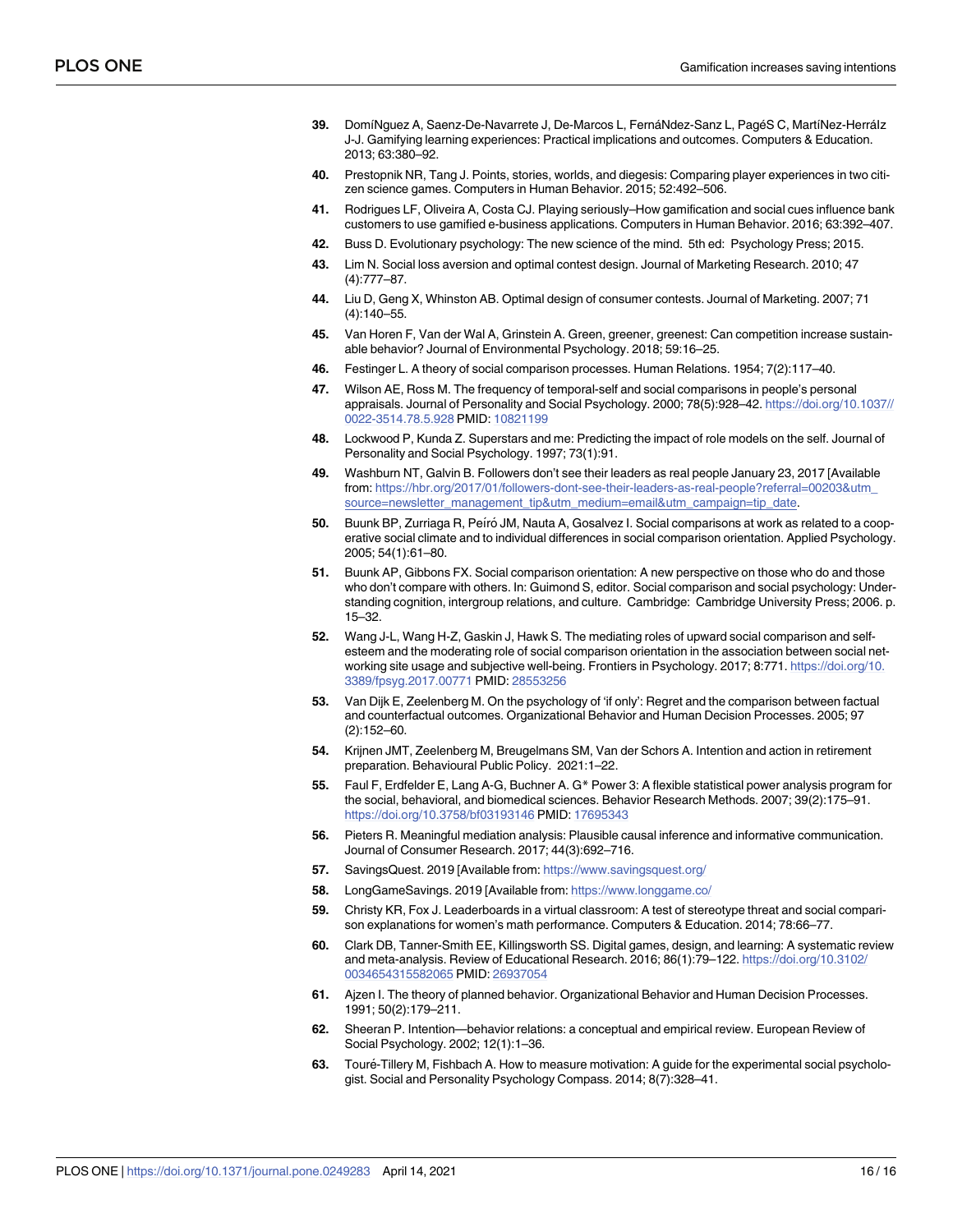39. DomíNguez A, Saenz-De-Navarrete J, De-Marcos L, FernáNdez-Sanz L, PagéS C, MartíNez-HerráIz J-J. Gamifying learning experiences: Practical implications and outcomes. Computers & Education. 2013; 63:380–92.
40. Prestopnik NR, Tang J. Points, stories, worlds, and diegesis: Comparing player experiences in two citizen science games. Computers in Human Behavior. 2015; 52:492–506.
41. Rodrigues LF, Oliveira A, Costa CJ. Playing seriously–How gamification and social cues influence bank customers to use gamified e-business applications. Computers in Human Behavior. 2016; 63:392–407.
42. Buss D. Evolutionary psychology: The new science of the mind. 5th ed: Psychology Press; 2015.
43. Lim N. Social loss aversion and optimal contest design. Journal of Marketing Research. 2010; 47 (4):777–87.
44. Liu D, Geng X, Whinston AB. Optimal design of consumer contests. Journal of Marketing. 2007; 71 (4):140–55.
45. Van Horen F, Van der Wal A, Grinstein A. Green, greener, greenest: Can competition increase sustainable behavior? Journal of Environmental Psychology. 2018; 59:16–25.
46. Festinger L. A theory of social comparison processes. Human Relations. 1954; 7(2):117–40.
47. Wilson AE, Ross M. The frequency of temporal-self and social comparisons in people's personal appraisals. Journal of Personality and Social Psychology. 2000; 78(5):928–42. https://doi.org/10.1037//0022-3514.78.5.928 PMID: 10821199
48. Lockwood P, Kunda Z. Superstars and me: Predicting the impact of role models on the self. Journal of Personality and Social Psychology. 1997; 73(1):91.
49. Washburn NT, Galvin B. Followers don't see their leaders as real people January 23, 2017 [Available from: https://hbr.org/2017/01/followers-dont-see-their-leaders-as-real-people?referral=00203&utm_source=newsletter_management_tip&utm_medium=email&utm_campaign=tip_date.
50. Buunk BP, Zurriaga R, Peíró JM, Nauta A, Gosalvez I. Social comparisons at work as related to a cooperative social climate and to individual differences in social comparison orientation. Applied Psychology. 2005; 54(1):61–80.
51. Buunk AP, Gibbons FX. Social comparison orientation: A new perspective on those who do and those who don't compare with others. In: Guimond S, editor. Social comparison and social psychology: Understanding cognition, intergroup relations, and culture. Cambridge: Cambridge University Press; 2006. p. 15–32.
52. Wang J-L, Wang H-Z, Gaskin J, Hawk S. The mediating roles of upward social comparison and self-esteem and the moderating role of social comparison orientation in the association between social networking site usage and subjective well-being. Frontiers in Psychology. 2017; 8:771. https://doi.org/10.3389/fpsyg.2017.00771 PMID: 28553256
53. Van Dijk E, Zeelenberg M. On the psychology of 'if only': Regret and the comparison between factual and counterfactual outcomes. Organizational Behavior and Human Decision Processes. 2005; 97 (2):152–60.
54. Krijnen JMT, Zeelenberg M, Breugelmans SM, Van der Schors A. Intention and action in retirement preparation. Behavioural Public Policy. 2021:1–22.
55. Faul F, Erdfelder E, Lang A-G, Buchner A. G* Power 3: A flexible statistical power analysis program for the social, behavioral, and biomedical sciences. Behavior Research Methods. 2007; 39(2):175–91. https://doi.org/10.3758/bf03193146 PMID: 17695343
56. Pieters R. Meaningful mediation analysis: Plausible causal inference and informative communication. Journal of Consumer Research. 2017; 44(3):692–716.
57. SavingsQuest. 2019 [Available from: https://www.savingsquest.org/
58. LongGameSavings. 2019 [Available from: https://www.longgame.co/
59. Christy KR, Fox J. Leaderboards in a virtual classroom: A test of stereotype threat and social comparison explanations for women's math performance. Computers & Education. 2014; 78:66–77.
60. Clark DB, Tanner-Smith EE, Killingsworth SS. Digital games, design, and learning: A systematic review and meta-analysis. Review of Educational Research. 2016; 86(1):79–122. https://doi.org/10.3102/0034654315582065 PMID: 26937054
61. Ajzen I. The theory of planned behavior. Organizational Behavior and Human Decision Processes. 1991; 50(2):179–211.
62. Sheeran P. Intention—behavior relations: a conceptual and empirical review. European Review of Social Psychology. 2002; 12(1):1–36.
63. Touré-Tillery M, Fishbach A. How to measure motivation: A guide for the experimental social psychologist. Social and Personality Psychology Compass. 2014; 8(7):328–41.